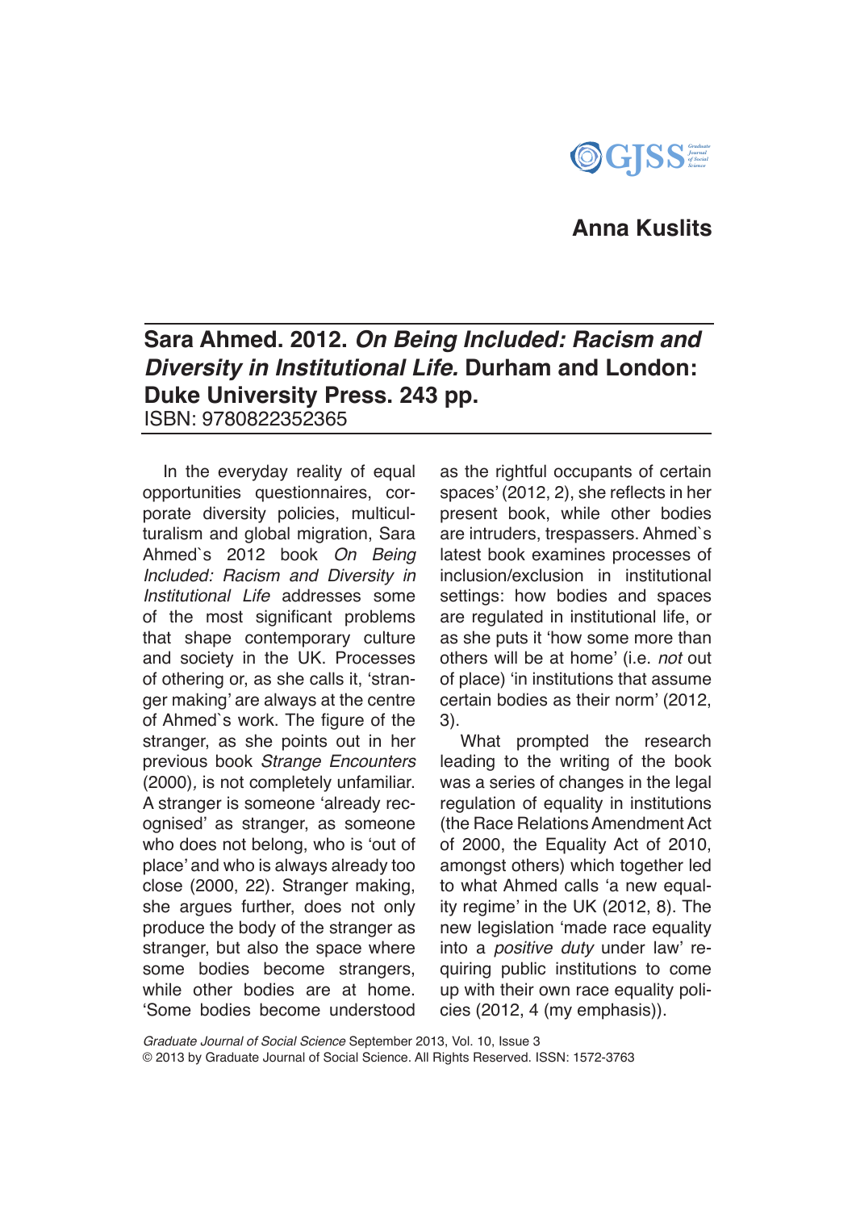**Anna Kuslits**

## Sara Ahmed. 2012. *On Being Included: Racism and Diversity in Institutional Life.* Durham and London: Duke University Press. 243 pp.

ISBN: 9780822352365

In the everyday reality of equal opportunities questionnaires, corporate diversity policies, multiculturalism and global migration, Sara Ahmed`s 2012 book *On Being Included: Racism and Diversity in Institutional Life* addresses some of the most significant problems that shape contemporary culture and society in the UK. Processes of othering or, as she calls it, 'stranger making' are always at the centre of Ahmed`s work. The figure of the stranger, as she points out in her previous book *Strange Encounters* (2000)*,* is not completely unfamiliar. A stranger is someone 'already recognised' as stranger, as someone who does not belong, who is 'out of place' and who is always already too close (2000, 22). Stranger making, she argues further, does not only produce the body of the stranger as stranger, but also the space where some bodies become strangers, while other bodies are at home. 'Some bodies become understood as the rightful occupants of certain spaces' (2012, 2), she reflects in her present book, while other bodies are intruders, trespassers. Ahmed`s latest book examines processes of inclusion/exclusion in institutional settings: how bodies and spaces are regulated in institutional life, or as she puts it 'how some more than others will be at home' (i.e. *not* out of place) 'in institutions that assume certain bodies as their norm' (2012, 3).

What prompted the research leading to the writing of the book was a series of changes in the legal regulation of equality in institutions (the Race Relations Amendment Act of 2000, the Equality Act of 2010, amongst others) which together led to what Ahmed calls 'a new equality regime' in the UK (2012, 8). The new legislation 'made race equality into a *positive duty* under law' requiring public institutions to come up with their own race equality policies (2012, 4 (my emphasis)).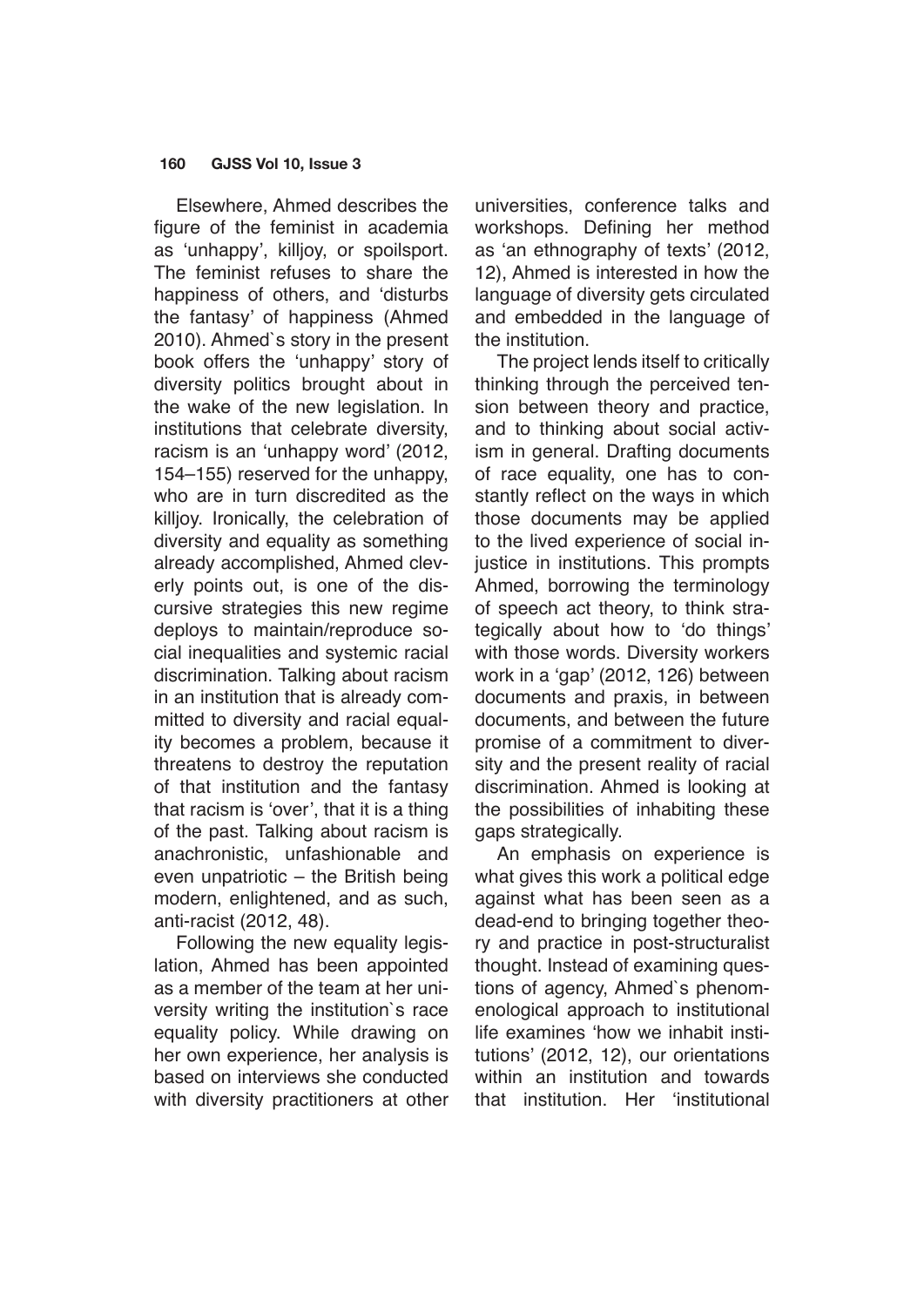Elsewhere, Ahmed describes the figure of the feminist in academia as 'unhappy', killjoy, or spoilsport. The feminist refuses to share the happiness of others, and 'disturbs the fantasy' of happiness (Ahmed 2010). Ahmed`s story in the present book offers the 'unhappy' story of diversity politics brought about in the wake of the new legislation. In institutions that celebrate diversity, racism is an 'unhappy word' (2012, 154–155) reserved for the unhappy, who are in turn discredited as the killjoy. Ironically, the celebration of diversity and equality as something already accomplished, Ahmed cleverly points out, is one of the discursive strategies this new regime deploys to maintain/reproduce social inequalities and systemic racial discrimination. Talking about racism in an institution that is already committed to diversity and racial equality becomes a problem, because it threatens to destroy the reputation of that institution and the fantasy that racism is 'over', that it is a thing of the past. Talking about racism is anachronistic, unfashionable and even unpatriotic – the British being modern, enlightened, and as such, anti-racist (2012, 48).

Following the new equality legislation, Ahmed has been appointed as a member of the team at her university writing the institution`s race equality policy. While drawing on her own experience, her analysis is based on interviews she conducted with diversity practitioners at other universities, conference talks and workshops. Defining her method as 'an ethnography of texts' (2012, 12), Ahmed is interested in how the language of diversity gets circulated and embedded in the language of the institution.

The project lends itself to critically thinking through the perceived tension between theory and practice, and to thinking about social activism in general. Drafting documents of race equality, one has to constantly reflect on the ways in which those documents may be applied to the lived experience of social injustice in institutions. This prompts Ahmed, borrowing the terminology of speech act theory, to think strategically about how to 'do things' with those words. Diversity workers work in a 'gap' (2012, 126) between documents and praxis, in between documents, and between the future promise of a commitment to diversity and the present reality of racial discrimination. Ahmed is looking at the possibilities of inhabiting these gaps strategically.

An emphasis on experience is what gives this work a political edge against what has been seen as a dead-end to bringing together theory and practice in post-structuralist thought. Instead of examining questions of agency, Ahmed`s phenomenological approach to institutional life examines 'how we inhabit institutions' (2012, 12), our orientations within an institution and towards that institution. Her 'institutional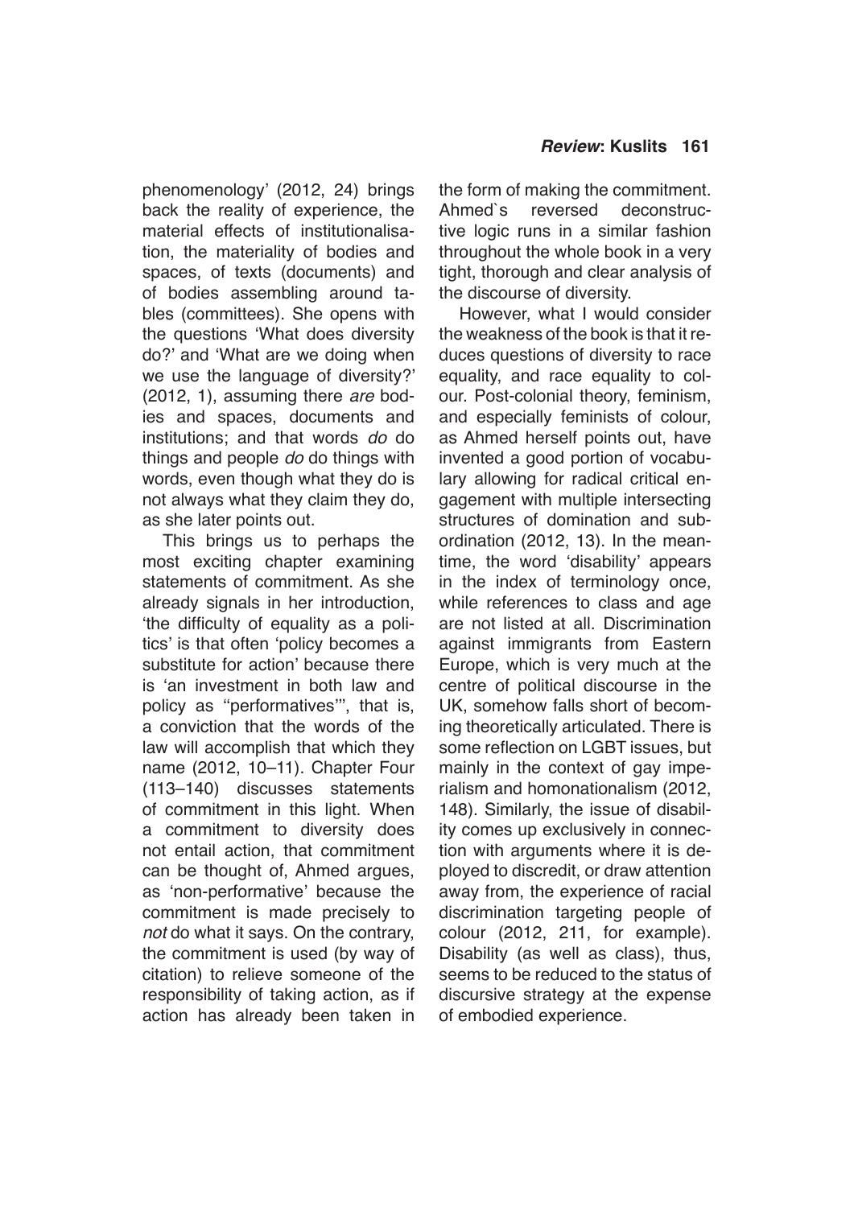phenomenology' (2012, 24) brings back the reality of experience, the material effects of institutionalisation, the materiality of bodies and spaces, of texts (documents) and of bodies assembling around tables (committees). She opens with the questions 'What does diversity do?' and 'What are we doing when we use the language of diversity?' (2012, 1), assuming there *are* bodies and spaces, documents and institutions; and that words *do* do things and people *do* do things with words, even though what they do is not always what they claim they do, as she later points out.

This brings us to perhaps the most exciting chapter examining statements of commitment. As she already signals in her introduction, 'the difficulty of equality as a politics' is that often 'policy becomes a substitute for action' because there is 'an investment in both law and policy as "performatives"', that is, a conviction that the words of the law will accomplish that which they name (2012, 10–11). Chapter Four (113–140) discusses statements of commitment in this light. When a commitment to diversity does not entail action, that commitment can be thought of, Ahmed argues, as 'non-performative' because the commitment is made precisely to *not* do what it says. On the contrary, the commitment is used (by way of citation) to relieve someone of the responsibility of taking action, as if action has already been taken in the form of making the commitment. Ahmed`s reversed deconstructive logic runs in a similar fashion throughout the whole book in a very tight, thorough and clear analysis of the discourse of diversity.

However, what I would consider the weakness of the book is that it reduces questions of diversity to race equality, and race equality to colour. Post-colonial theory, feminism, and especially feminists of colour, as Ahmed herself points out, have invented a good portion of vocabulary allowing for radical critical engagement with multiple intersecting structures of domination and subordination (2012, 13). In the meantime, the word 'disability' appears in the index of terminology once, while references to class and age are not listed at all. Discrimination against immigrants from Eastern Europe, which is very much at the centre of political discourse in the UK, somehow falls short of becoming theoretically articulated. There is some reflection on LGBT issues, but mainly in the context of gay imperialism and homonationalism (2012, 148). Similarly, the issue of disability comes up exclusively in connection with arguments where it is deployed to discredit, or draw attention away from, the experience of racial discrimination targeting people of colour (2012, 211, for example). Disability (as well as class), thus, seems to be reduced to the status of discursive strategy at the expense of embodied experience.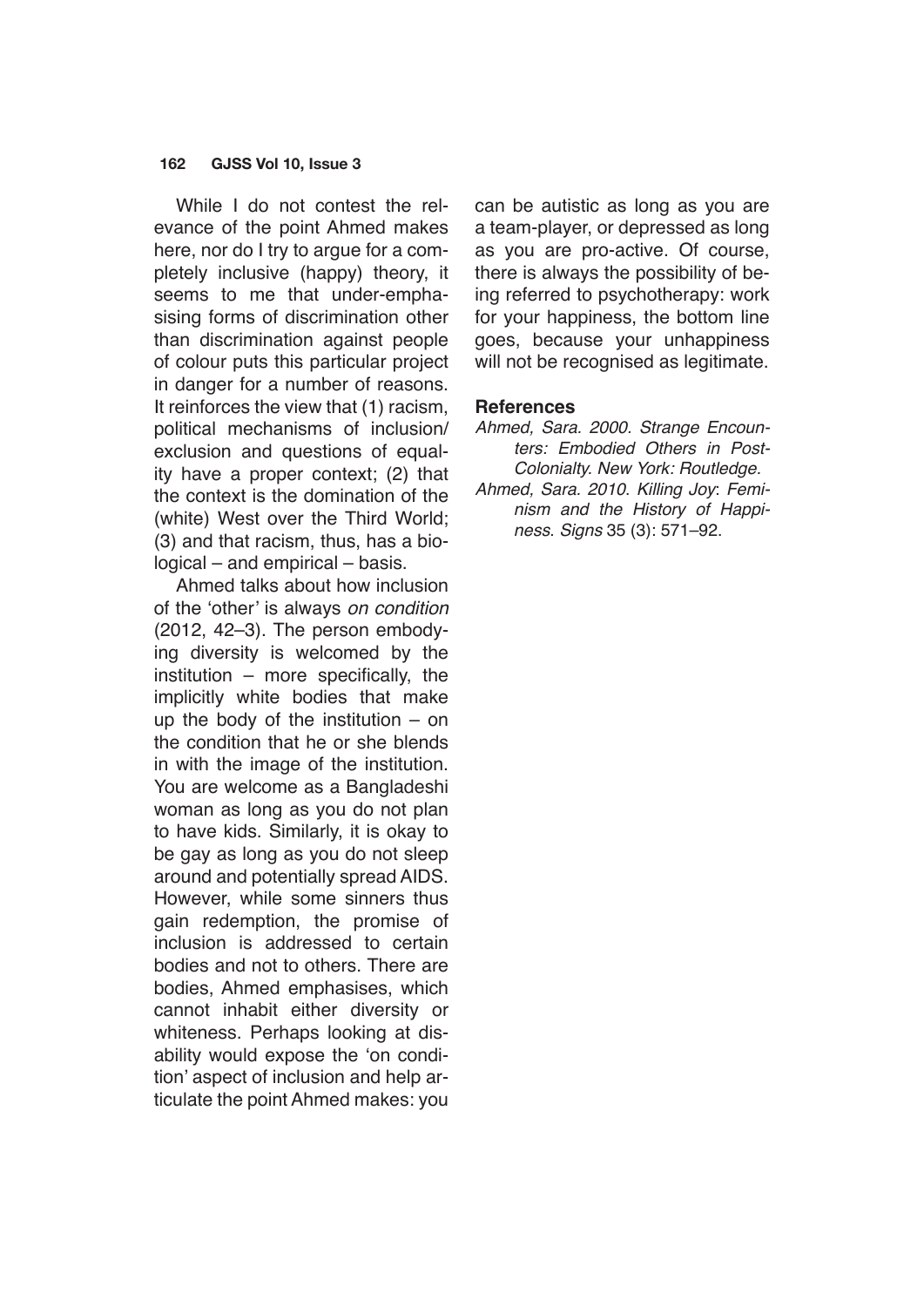While I do not contest the relevance of the point Ahmed makes here, nor do I try to argue for a completely inclusive (happy) theory, it seems to me that under-emphasising forms of discrimination other than discrimination against people of colour puts this particular project in danger for a number of reasons. It reinforces the view that (1) racism, political mechanisms of inclusion/exclusion and questions of equality have a proper context; (2) that the context is the domination of the (white) West over the Third World; (3) and that racism, thus, has a biological – and empirical – basis.

Ahmed talks about how inclusion of the 'other' is always *on condition* (2012, 42–3). The person embodying diversity is welcomed by the institution – more specifically, the implicitly white bodies that make up the body of the institution – on the condition that he or she blends in with the image of the institution. You are welcome as a Bangladeshi woman as long as you do not plan to have kids. Similarly, it is okay to be gay as long as you do not sleep around and potentially spread AIDS. However, while some sinners thus gain redemption, the promise of inclusion is addressed to certain bodies and not to others. There are bodies, Ahmed emphasises, which cannot inhabit either diversity or whiteness. Perhaps looking at disability would expose the 'on condition' aspect of inclusion and help articulate the point Ahmed makes: you can be autistic as long as you are a team-player, or depressed as long as you are pro-active. Of course, there is always the possibility of being referred to psychotherapy: work for your happiness, the bottom line goes, because your unhappiness will not be recognised as legitimate.

## References

*Ahmed, Sara. 2000. Strange Encounters: Embodied Others in Post-Colonialty. New York: Routledge.*

*Ahmed, Sara. 2010. Killing Joy: Feminism and the History of Happiness. Signs* 35 (3): 571–92.